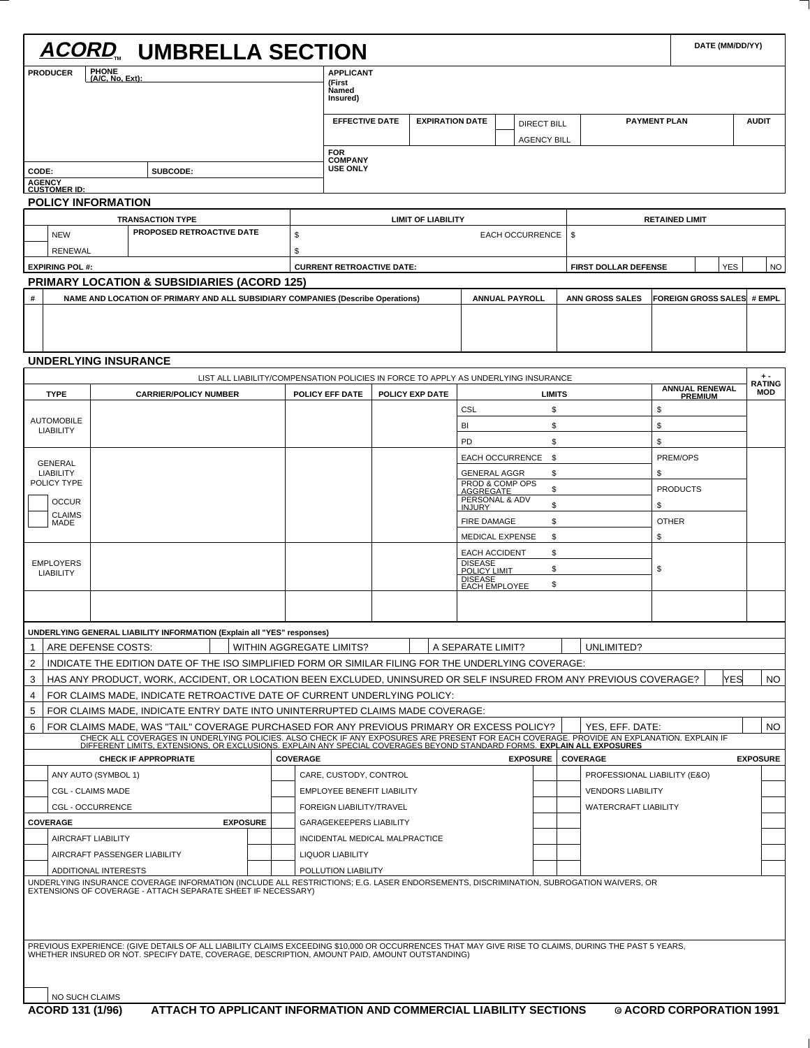# ACORD™ UMBRELLA SECTION

DATE (MM/DD/YY)

| PRODUCER | PHONE (A/C, No, Ext): | APPLICANT (First Named Insured) | | | | |
|---|---|---|---|---|---|---|
| | | EFFECTIVE DATE | EXPIRATION DATE | DIRECT BILL / AGENCY BILL | PAYMENT PLAN | AUDIT |
| CODE: | SUBCODE: | FOR COMPANY USE ONLY | | | | |
| AGENCY CUSTOMER ID: | | | | | | |

## POLICY INFORMATION

| TRANSACTION TYPE | PROPOSED RETROACTIVE DATE | LIMIT OF LIABILITY | | RETAINED LIMIT |
|---|---|---|---|---|
| NEW | | $ | EACH OCCURRENCE | $ |
| RENEWAL | | $ | | |
| EXPIRING POL #: | | CURRENT RETROACTIVE DATE: | | FIRST DOLLAR DEFENSE ☐ YES ☐ NO |

## PRIMARY LOCATION & SUBSIDIARIES (ACORD 125)

| # | NAME AND LOCATION OF PRIMARY AND ALL SUBSIDIARY COMPANIES (Describe Operations) | ANNUAL PAYROLL | ANN GROSS SALES | FOREIGN GROSS SALES | # EMPL |
|---|---|---|---|---|---|
| | | | | | |

## UNDERLYING INSURANCE

LIST ALL LIABILITY/COMPENSATION POLICIES IN FORCE TO APPLY AS UNDERLYING INSURANCE

| TYPE | CARRIER/POLICY NUMBER | POLICY EFF DATE | POLICY EXP DATE | LIMITS | | ANNUAL RENEWAL PREMIUM | + - RATING MOD |
|---|---|---|---|---|---|---|---|
| AUTOMOBILE LIABILITY | | | | CSL | $ | $ | |
| | | | | BI | $ | $ | |
| | | | | PD | $ | $ | |
| GENERAL LIABILITY POLICY TYPE | | | | EACH OCCURRENCE | $ | PREM/OPS | |
| | | | | GENERAL AGGR | $ | $ | |
| | | | | PROD & COMP OPS AGGREGATE | $ | PRODUCTS | |
| ☐ OCCUR | | | | PERSONAL & ADV INJURY | $ | $ | |
| ☐ CLAIMS MADE | | | | FIRE DAMAGE | $ | OTHER | |
| | | | | MEDICAL EXPENSE | $ | $ | |
| EMPLOYERS LIABILITY | | | | EACH ACCIDENT | $ | $ | |
| | | | | DISEASE POLICY LIMIT | $ | | |
| | | | | DISEASE EACH EMPLOYEE | $ | | |
| | | | | | | | |

**UNDERLYING GENERAL LIABILITY INFORMATION (Explain all "YES" responses)**

1. ARE DEFENSE COSTS: ☐ WITHIN AGGREGATE LIMITS? ☐ A SEPARATE LIMIT? ☐ UNLIMITED?
2. INDICATE THE EDITION DATE OF THE ISO SIMPLIFIED FORM OR SIMILAR FILING FOR THE UNDERLYING COVERAGE:
3. HAS ANY PRODUCT, WORK, ACCIDENT, OR LOCATION BEEN EXCLUDED, UNINSURED OR SELF INSURED FROM ANY PREVIOUS COVERAGE? ☐ YES ☐ NO
4. FOR CLAIMS MADE, INDICATE RETROACTIVE DATE OF CURRENT UNDERLYING POLICY:
5. FOR CLAIMS MADE, INDICATE ENTRY DATE INTO UNINTERRUPTED CLAIMS MADE COVERAGE:
6. FOR CLAIMS MADE, WAS "TAIL" COVERAGE PURCHASED FOR ANY PREVIOUS PRIMARY OR EXCESS POLICY? ☐ YES, EFF. DATE: ☐ NO

CHECK ALL COVERAGES IN UNDERLYING POLICIES. ALSO CHECK IF ANY EXPOSURES ARE PRESENT FOR EACH COVERAGE. PROVIDE AN EXPLANATION. EXPLAIN IF DIFFERENT LIMITS, EXTENSIONS, OR EXCLUSIONS. EXPLAIN ANY SPECIAL COVERAGES BEYOND STANDARD FORMS. **EXPLAIN ALL EXPOSURES**

| CHECK IF APPROPRIATE | | COVERAGE | EXPOSURE | COVERAGE | EXPOSURE |
|---|---|---|---|---|---|
| ☐ ANY AUTO (SYMBOL 1) | | ☐ CARE, CUSTODY, CONTROL | ☐ | ☐ PROFESSIONAL LIABILITY (E&O) | ☐ |
| ☐ CGL - CLAIMS MADE | | ☐ EMPLOYEE BENEFIT LIABILITY | ☐ | ☐ VENDORS LIABILITY | ☐ |
| ☐ CGL - OCCURRENCE | | ☐ FOREIGN LIABILITY/TRAVEL | ☐ | ☐ WATERCRAFT LIABILITY | ☐ |
| **COVERAGE** | **EXPOSURE** | ☐ GARAGEKEEPERS LIABILITY | ☐ | ☐ | ☐ |
| ☐ AIRCRAFT LIABILITY | ☐ | ☐ INCIDENTAL MEDICAL MALPRACTICE | ☐ | ☐ | ☐ |
| ☐ AIRCRAFT PASSENGER LIABILITY | ☐ | ☐ LIQUOR LIABILITY | ☐ | ☐ | ☐ |
| ☐ ADDITIONAL INTERESTS | ☐ | ☐ POLLUTION LIABILITY | ☐ | ☐ | ☐ |

UNDERLYING INSURANCE COVERAGE INFORMATION (INCLUDE ALL RESTRICTIONS; E.G. LASER ENDORSEMENTS, DISCRIMINATION, SUBROGATION WAIVERS, OR EXTENSIONS OF COVERAGE - ATTACH SEPARATE SHEET IF NECESSARY)

PREVIOUS EXPERIENCE: (GIVE DETAILS OF ALL LIABILITY CLAIMS EXCEEDING $10,000 OR OCCURRENCES THAT MAY GIVE RISE TO CLAIMS, DURING THE PAST 5 YEARS, WHETHER INSURED OR NOT. SPECIFY DATE, COVERAGE, DESCRIPTION, AMOUNT PAID, AMOUNT OUTSTANDING)

☐ NO SUCH CLAIMS

ACORD 131 (1/96) ATTACH TO APPLICANT INFORMATION AND COMMERCIAL LIABILITY SECTIONS © ACORD CORPORATION 1991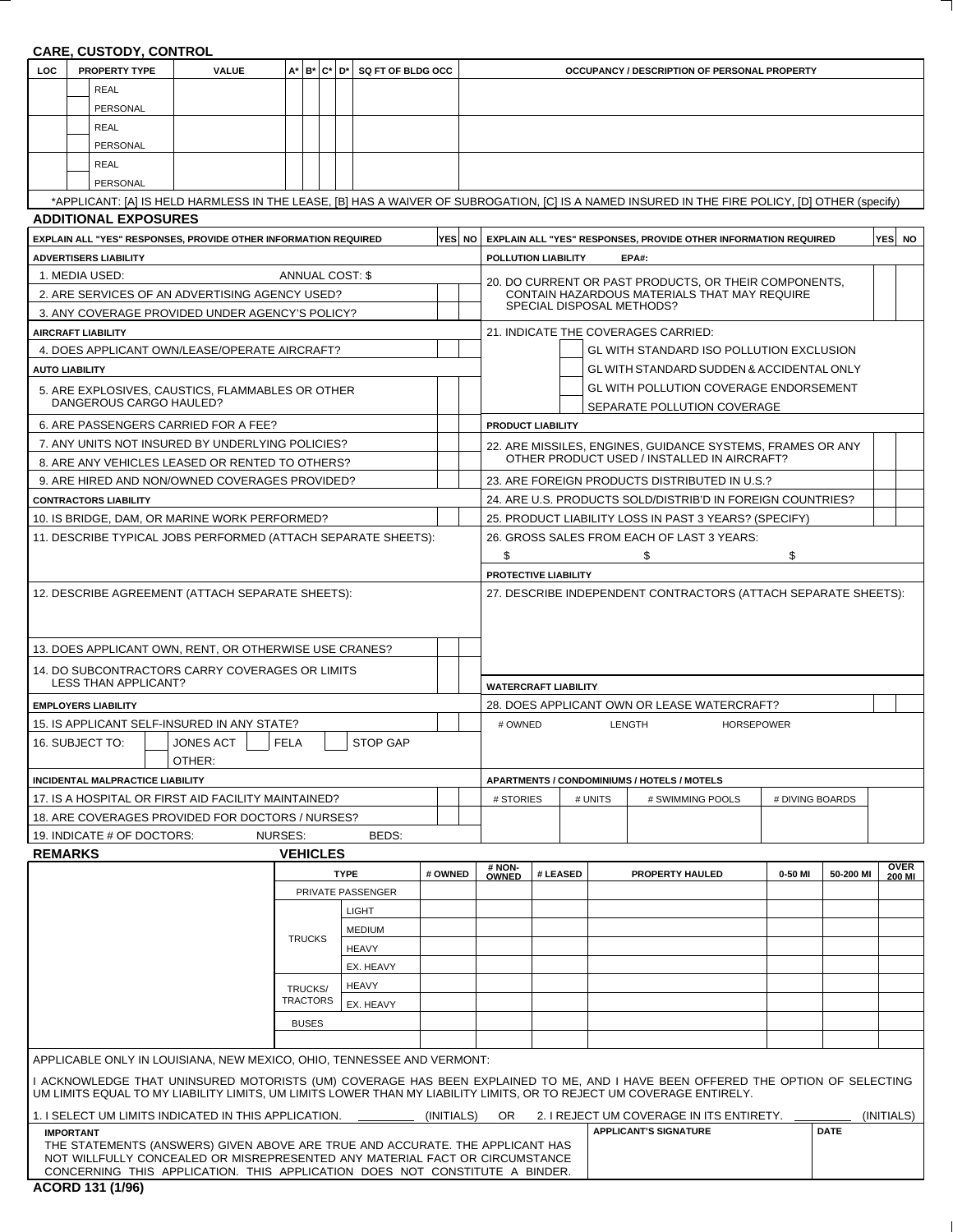## CARE, CUSTODY, CONTROL

| LOC | PROPERTY TYPE | | VALUE | A* | B* | C* | D* | SQ FT OF BLDG OCC | OCCUPANCY / DESCRIPTION OF PERSONAL PROPERTY |
|---|---|---|---|---|---|---|---|---|---|
| | | REAL | | | | | | | |
| | | PERSONAL | | | | | | | |
| | | REAL | | | | | | | |
| | | PERSONAL | | | | | | | |
| | | REAL | | | | | | | |
| | | PERSONAL | | | | | | | |

*APPLICANT: [A] IS HELD HARMLESS IN THE LEASE, [B] HAS A WAIVER OF SUBROGATION, [C] IS A NAMED INSURED IN THE FIRE POLICY, [D] OTHER (specify)

## ADDITIONAL EXPOSURES

| EXPLAIN ALL "YES" RESPONSES, PROVIDE OTHER INFORMATION REQUIRED | YES | NO |
|---|---|---|
| **ADVERTISERS LIABILITY** | | |
| 1. MEDIA USED: ANNUAL COST: $ | | |
| 2. ARE SERVICES OF AN ADVERTISING AGENCY USED? | | |
| 3. ANY COVERAGE PROVIDED UNDER AGENCY'S POLICY? | | |
| **AIRCRAFT LIABILITY** | | |
| 4. DOES APPLICANT OWN/LEASE/OPERATE AIRCRAFT? | | |
| **AUTO LIABILITY** | | |
| 5. ARE EXPLOSIVES, CAUSTICS, FLAMMABLES OR OTHER DANGEROUS CARGO HAULED? | | |
| 6. ARE PASSENGERS CARRIED FOR A FEE? | | |
| 7. ANY UNITS NOT INSURED BY UNDERLYING POLICIES? | | |
| 8. ARE ANY VEHICLES LEASED OR RENTED TO OTHERS? | | |
| 9. ARE HIRED AND NON/OWNED COVERAGES PROVIDED? | | |
| **CONTRACTORS LIABILITY** | | |
| 10. IS BRIDGE, DAM, OR MARINE WORK PERFORMED? | | |
| 11. DESCRIBE TYPICAL JOBS PERFORMED (ATTACH SEPARATE SHEETS): | | |
| 12. DESCRIBE AGREEMENT (ATTACH SEPARATE SHEETS): | | |
| 13. DOES APPLICANT OWN, RENT, OR OTHERWISE USE CRANES? | | |
| 14. DO SUBCONTRACTORS CARRY COVERAGES OR LIMITS LESS THAN APPLICANT? | | |
| **EMPLOYERS LIABILITY** | | |
| 15. IS APPLICANT SELF-INSURED IN ANY STATE? | | |
| 16. SUBJECT TO: ☐ JONES ACT ☐ FELA ☐ STOP GAP ☐ OTHER: | | |
| **INCIDENTAL MALPRACTICE LIABILITY** | | |
| 17. IS A HOSPITAL OR FIRST AID FACILITY MAINTAINED? | | |
| 18. ARE COVERAGES PROVIDED FOR DOCTORS / NURSES? | | |
| 19. INDICATE # OF DOCTORS: NURSES: BEDS: | | |

| EXPLAIN ALL "YES" RESPONSES, PROVIDE OTHER INFORMATION REQUIRED | YES | NO |
|---|---|---|
| **POLLUTION LIABILITY** EPA#: | | |
| 20. DO CURRENT OR PAST PRODUCTS, OR THEIR COMPONENTS, CONTAIN HAZARDOUS MATERIALS THAT MAY REQUIRE SPECIAL DISPOSAL METHODS? | | |
| 21. INDICATE THE COVERAGES CARRIED: | | |
| ☐ GL WITH STANDARD ISO POLLUTION EXCLUSION | | |
| ☐ GL WITH STANDARD SUDDEN & ACCIDENTAL ONLY | | |
| ☐ GL WITH POLLUTION COVERAGE ENDORSEMENT | | |
| ☐ SEPARATE POLLUTION COVERAGE | | |
| **PRODUCT LIABILITY** | | |
| 22. ARE MISSILES, ENGINES, GUIDANCE SYSTEMS, FRAMES OR ANY OTHER PRODUCT USED / INSTALLED IN AIRCRAFT? | | |
| 23. ARE FOREIGN PRODUCTS DISTRIBUTED IN U.S.? | | |
| 24. ARE U.S. PRODUCTS SOLD/DISTRIB'D IN FOREIGN COUNTRIES? | | |
| 25. PRODUCT LIABILITY LOSS IN PAST 3 YEARS? (SPECIFY) | | |
| 26. GROSS SALES FROM EACH OF LAST 3 YEARS: $ $ $ | | |
| **PROTECTIVE LIABILITY** | | |
| 27. DESCRIBE INDEPENDENT CONTRACTORS (ATTACH SEPARATE SHEETS): | | |
| **WATERCRAFT LIABILITY** | | |
| 28. DOES APPLICANT OWN OR LEASE WATERCRAFT? | | |
| # OWNED LENGTH HORSEPOWER | | |

**APARTMENTS / CONDOMINIUMS / HOTELS / MOTELS**

| # STORIES | # UNITS | # SWIMMING POOLS | # DIVING BOARDS |
|---|---|---|---|
| | | | |

## REMARKS

## VEHICLES

| TYPE | | # OWNED | # NON-OWNED | # LEASED | PROPERTY HAULED | 0-50 MI | 50-200 MI | OVER 200 MI |
|---|---|---|---|---|---|---|---|---|
| PRIVATE PASSENGER | | | | | | | | |
| TRUCKS | LIGHT | | | | | | | |
| | MEDIUM | | | | | | | |
| | HEAVY | | | | | | | |
| | EX. HEAVY | | | | | | | |
| TRUCKS/ TRACTORS | HEAVY | | | | | | | |
| | EX. HEAVY | | | | | | | |
| BUSES | | | | | | | | |
| | | | | | | | | |

APPLICABLE ONLY IN LOUISIANA, NEW MEXICO, OHIO, TENNESSEE AND VERMONT:

I ACKNOWLEDGE THAT UNINSURED MOTORISTS (UM) COVERAGE HAS BEEN EXPLAINED TO ME, AND I HAVE BEEN OFFERED THE OPTION OF SELECTING UM LIMITS EQUAL TO MY LIABILITY LIMITS, UM LIMITS LOWER THAN MY LIABILITY LIMITS, OR TO REJECT UM COVERAGE ENTIRELY.

1. I SELECT UM LIMITS INDICATED IN THIS APPLICATION. ________ (INITIALS) OR 2. I REJECT UM COVERAGE IN ITS ENTIRETY. ________ (INITIALS)

**IMPORTANT**
THE STATEMENTS (ANSWERS) GIVEN ABOVE ARE TRUE AND ACCURATE. THE APPLICANT HAS NOT WILLFULLY CONCEALED OR MISREPRESENTED ANY MATERIAL FACT OR CIRCUMSTANCE CONCERNING THIS APPLICATION. THIS APPLICATION DOES NOT CONSTITUTE A BINDER.

| APPLICANT'S SIGNATURE | DATE |
|---|---|
| | |

**ACORD 131 (1/96)**